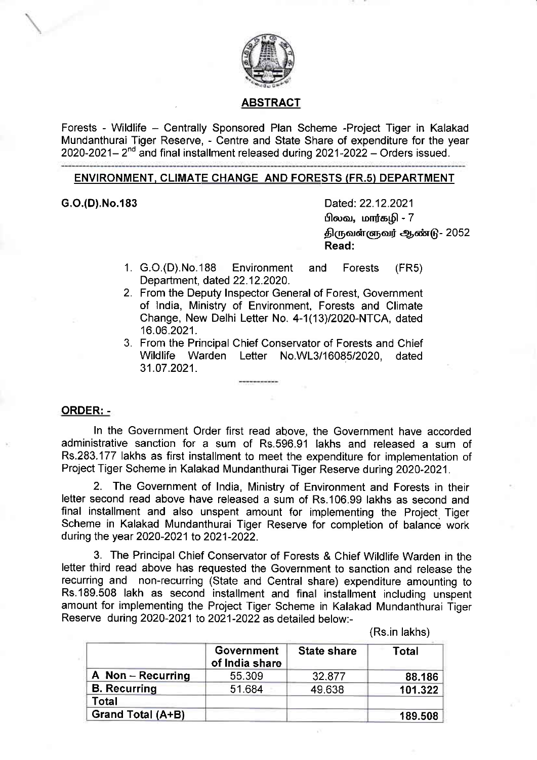## ABSTRACT

Forests - Wildlife – Centrally Sponsored Plan Scheme -Project Tiger in Kalakad Mundanthurai Tiger Reserve, - Centre and State Share of expenditure for the year 2020-2021– 2nd and final installment released during 2021-2022 – Orders issued.

---

## ENVIRONMENT, CLIMATE CHANGE AND FORESTS (FR.5) DEPARTMENT

**G.O.(D).No.183**

Dated: 22.12.2021
பிலவ, மார்கழி - 7
திருவள்ளுவர் ஆண்டு- 2052
**Read:**

1. G.O.(D).No.188 Environment and Forests (FR5) Department, dated 22.12.2020.
2. From the Deputy Inspector General of Forest, Government of India, Ministry of Environment, Forests and Climate Change, New Delhi Letter No. 4-1(13)/2020-NTCA, dated 16.06.2021.
3. From the Principal Chief Conservator of Forests and Chief Wildlife Warden Letter No.WL3/16085/2020, dated 31.07.2021.

---

**ORDER: -**

In the Government Order first read above, the Government have accorded administrative sanction for a sum of Rs.596.91 lakhs and released a sum of Rs.283.177 lakhs as first installment to meet the expenditure for implementation of Project Tiger Scheme in Kalakad Mundanthurai Tiger Reserve during 2020-2021.

2. The Government of India, Ministry of Environment and Forests in their letter second read above have released a sum of Rs.106.99 lakhs as second and final installment and also unspent amount for implementing the Project Tiger Scheme in Kalakad Mundanthurai Tiger Reserve for completion of balance work during the year 2020-2021 to 2021-2022.

3. The Principal Chief Conservator of Forests & Chief Wildlife Warden in the letter third read above has requested the Government to sanction and release the recurring and non-recurring (State and Central share) expenditure amounting to Rs.189.508 lakh as second installment and final installment including unspent amount for implementing the Project Tiger Scheme in Kalakad Mundanthurai Tiger Reserve during 2020-2021 to 2021-2022 as detailed below:-

(Rs.in lakhs)

| | Government of India share | State share | Total |
|---|---|---|---|
| A Non – Recurring | 55.309 | 32.877 | 88.186 |
| B. Recurring | 51.684 | 49.638 | 101.322 |
| Total | | | |
| Grand Total (A+B) | | | 189.508 |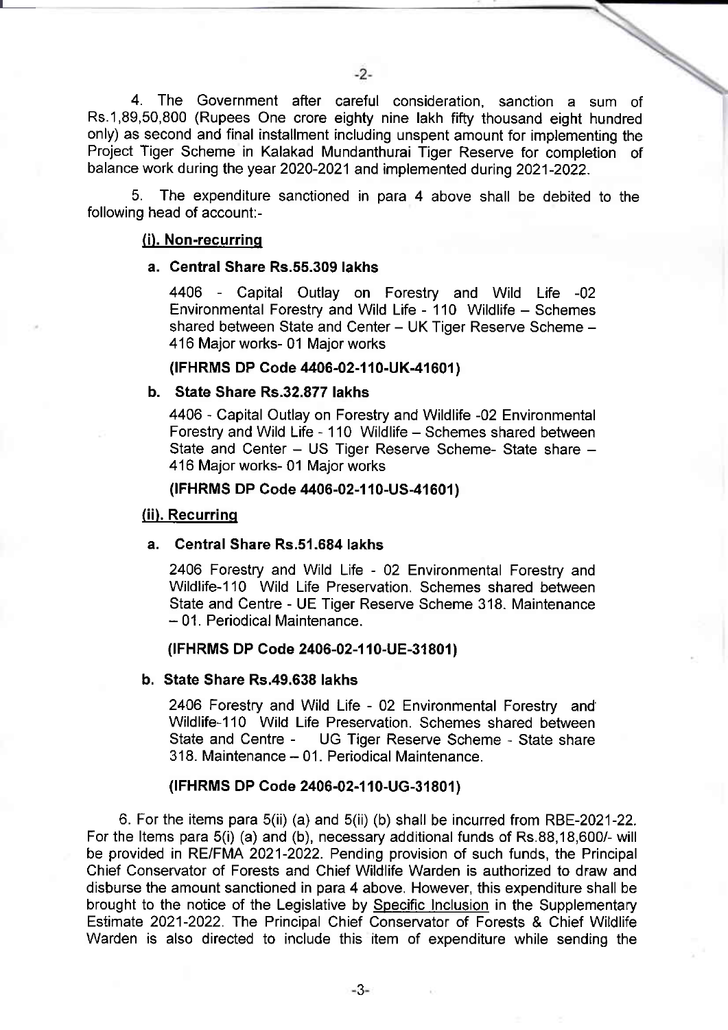4. The Government after careful consideration, sanction a sum of Rs.1,89,50,800 (Rupees One crore eighty nine lakh fifty thousand eight hundred only) as second and final installment including unspent amount for implementing the Project Tiger Scheme in Kalakad Mundanthurai Tiger Reserve for completion of balance work during the year 2020-2021 and implemented during 2021-2022.

5. The expenditure sanctioned in para 4 above shall be debited to the following head of account:-

**(i). Non-recurring**

**a. Central Share Rs.55.309 lakhs**

4406 - Capital Outlay on Forestry and Wild Life -02 Environmental Forestry and Wild Life - 110 Wildlife – Schemes shared between State and Center – UK Tiger Reserve Scheme – 416 Major works- 01 Major works

**(IFHRMS DP Code 4406-02-110-UK-41601)**

**b. State Share Rs.32.877 lakhs**

4406 - Capital Outlay on Forestry and Wildlife -02 Environmental Forestry and Wild Life - 110 Wildlife – Schemes shared between State and Center – US Tiger Reserve Scheme- State share – 416 Major works- 01 Major works

**(IFHRMS DP Code 4406-02-110-US-41601)**

**(ii). Recurring**

**a. Central Share Rs.51.684 lakhs**

2406 Forestry and Wild Life - 02 Environmental Forestry and Wildlife-110 Wild Life Preservation. Schemes shared between State and Centre - UE Tiger Reserve Scheme 318. Maintenance – 01. Periodical Maintenance.

**(IFHRMS DP Code 2406-02-110-UE-31801)**

**b. State Share Rs.49.638 lakhs**

2406 Forestry and Wild Life - 02 Environmental Forestry and Wildlife-110 Wild Life Preservation. Schemes shared between State and Centre - UG Tiger Reserve Scheme - State share 318. Maintenance – 01. Periodical Maintenance.

**(IFHRMS DP Code 2406-02-110-UG-31801)**

6. For the items para 5(ii) (a) and 5(ii) (b) shall be incurred from RBE-2021-22. For the Items para 5(i) (a) and (b), necessary additional funds of Rs.88,18,600/- will be provided in RE/FMA 2021-2022. Pending provision of such funds, the Principal Chief Conservator of Forests and Chief Wildlife Warden is authorized to draw and disburse the amount sanctioned in para 4 above. However, this expenditure shall be brought to the notice of the Legislative by Specific Inclusion in the Supplementary Estimate 2021-2022. The Principal Chief Conservator of Forests & Chief Wildlife Warden is also directed to include this item of expenditure while sending the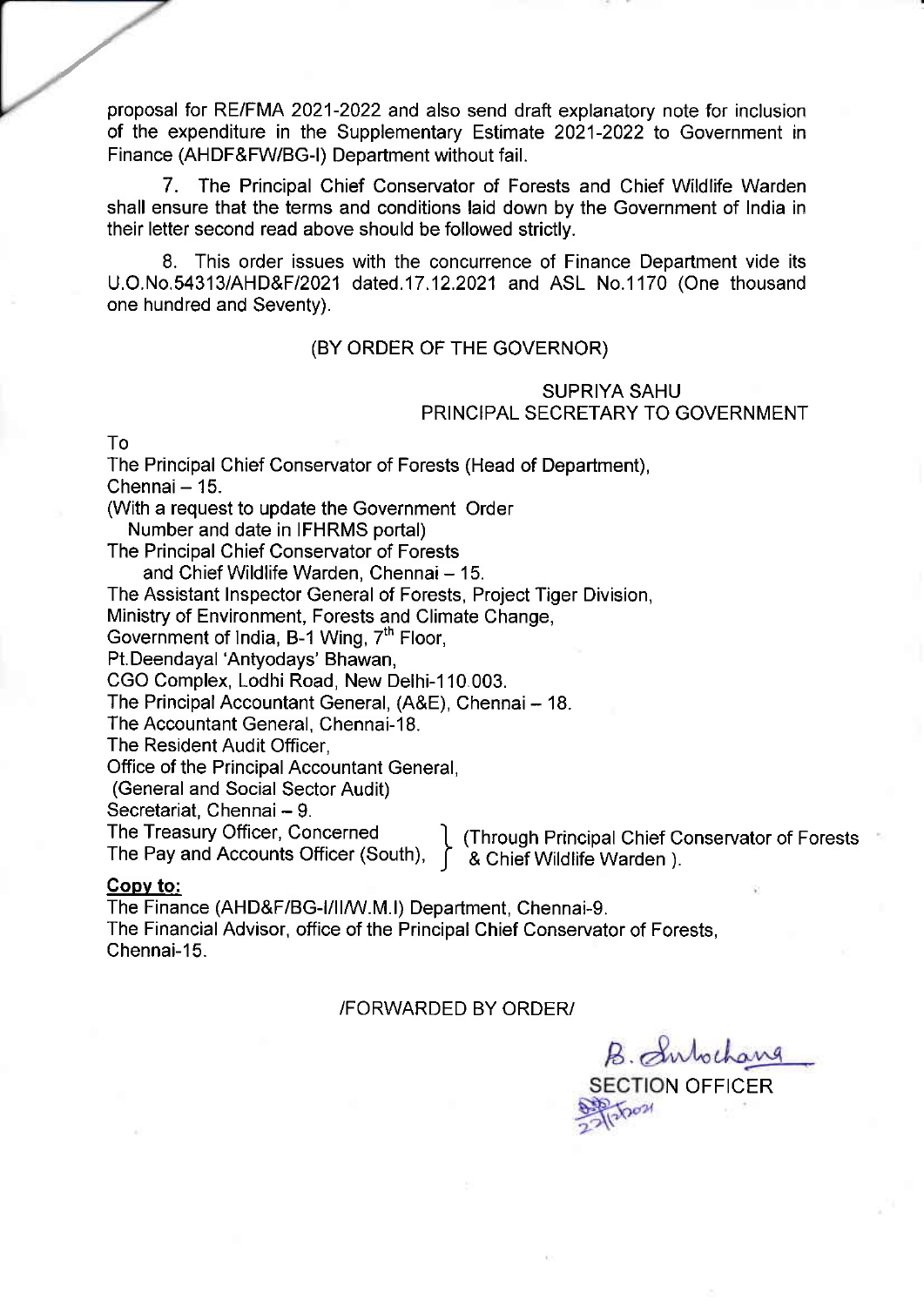proposal for RE/FMA 2021-2022 and also send draft explanatory note for inclusion of the expenditure in the Supplementary Estimate 2021-2022 to Government in Finance (AHDF&FW/BG-I) Department without fail.

7. The Principal Chief Conservator of Forests and Chief Wildlife Warden shall ensure that the terms and conditions laid down by the Government of India in their letter second read above should be followed strictly.

8. This order issues with the concurrence of Finance Department vide its U.O.No.54313/AHD&F/2021 dated.17.12.2021 and ASL No.1170 (One thousand one hundred and Seventy).

(BY ORDER OF THE GOVERNOR)

SUPRIYA SAHU
PRINCIPAL SECRETARY TO GOVERNMENT

To

The Principal Chief Conservator of Forests (Head of Department), Chennai – 15.
(With a request to update the Government Order Number and date in IFHRMS portal)

The Principal Chief Conservator of Forests and Chief Wildlife Warden, Chennai – 15.

The Assistant Inspector General of Forests, Project Tiger Division, Ministry of Environment, Forests and Climate Change, Government of India, B-1 Wing, 7th Floor, Pt.Deendayal 'Antyodays' Bhawan, CGO Complex, Lodhi Road, New Delhi-110 003.

The Principal Accountant General, (A&E), Chennai – 18.

The Accountant General, Chennai-18.

The Resident Audit Officer, Office of the Principal Accountant General, (General and Social Sector Audit) Secretariat, Chennai – 9.

The Treasury Officer, Concerned
The Pay and Accounts Officer (South),
} (Through Principal Chief Conservator of Forests & Chief Wildlife Warden ).

**Copy to:**

The Finance (AHD&F/BG-I/II/W.M.I) Department, Chennai-9.

The Financial Advisor, office of the Principal Chief Conservator of Forests, Chennai-15.

/FORWARDED BY ORDER/

B. Sulochana
SECTION OFFICER
22/12/2021